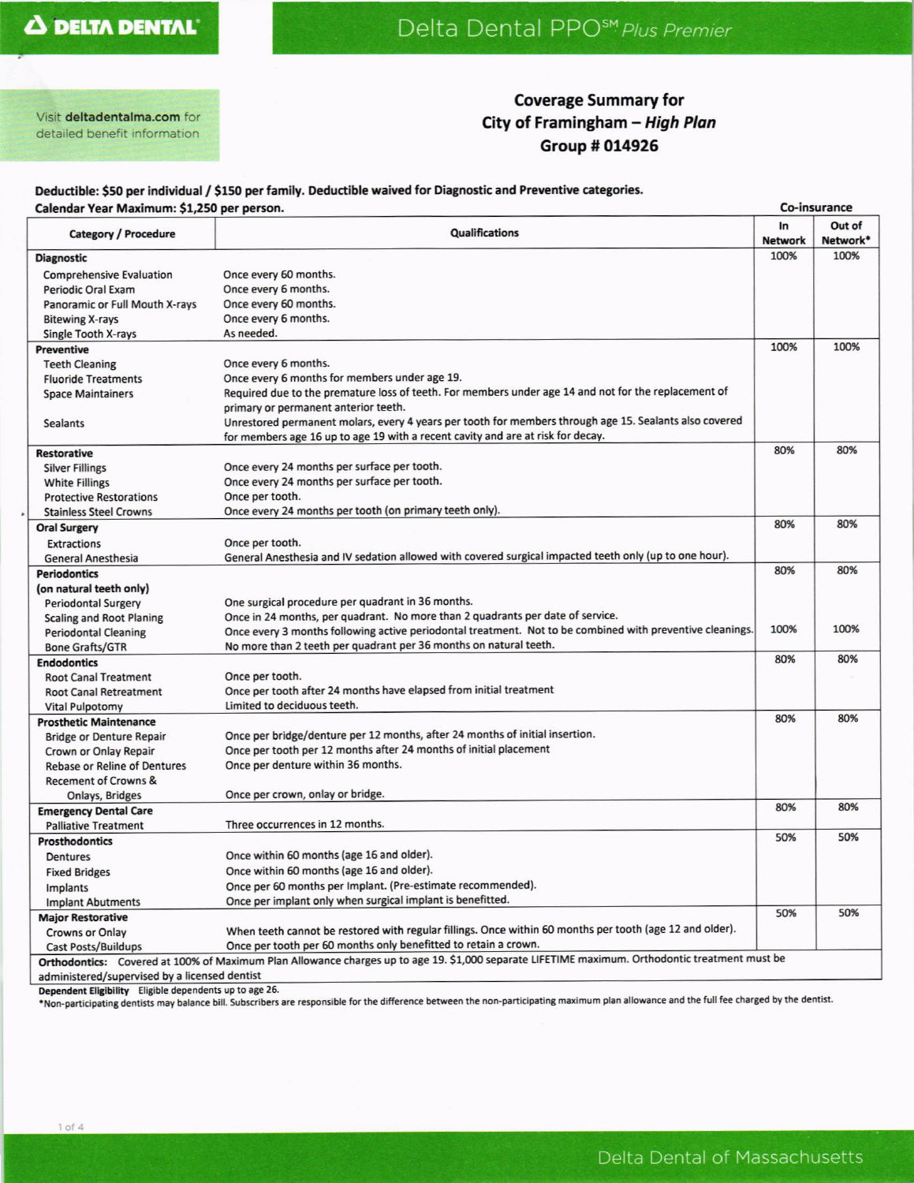# Delta Dental PPO℠ *Plus Premier*

Visit **deltadentalma.com** for detailed benefit information

## Coverage Summary for City of Framingham – *High Plan* Group # 014926

**Deductible: $50 per individual / $150 per family. Deductible waived for Diagnostic and Preventive categories.**
**Calendar Year Maximum: $1,250 per person.**

| Category / Procedure | Qualifications | Co-insurance In Network | Co-insurance Out of Network* |
|---|---|---|---|
| **Diagnostic** | | 100% | 100% |
| Comprehensive Evaluation | Once every 60 months. | | |
| Periodic Oral Exam | Once every 6 months. | | |
| Panoramic or Full Mouth X-rays | Once every 60 months. | | |
| Bitewing X-rays | Once every 6 months. | | |
| Single Tooth X-rays | As needed. | | |
| **Preventive** | | 100% | 100% |
| Teeth Cleaning | Once every 6 months. | | |
| Fluoride Treatments | Once every 6 months for members under age 19. | | |
| Space Maintainers | Required due to the premature loss of teeth. For members under age 14 and not for the replacement of primary or permanent anterior teeth. | | |
| Sealants | Unrestored permanent molars, every 4 years per tooth for members through age 15. Sealants also covered for members age 16 up to age 19 with a recent cavity and are at risk for decay. | | |
| **Restorative** | | 80% | 80% |
| Silver Fillings | Once every 24 months per surface per tooth. | | |
| White Fillings | Once every 24 months per surface per tooth. | | |
| Protective Restorations | Once per tooth. | | |
| Stainless Steel Crowns | Once every 24 months per tooth (on primary teeth only). | | |
| **Oral Surgery** | | 80% | 80% |
| Extractions | Once per tooth. | | |
| General Anesthesia | General Anesthesia and IV sedation allowed with covered surgical impacted teeth only (up to one hour). | | |
| **Periodontics (on natural teeth only)** | | 80% | 80% |
| Periodontal Surgery | One surgical procedure per quadrant in 36 months. | | |
| Scaling and Root Planing | Once in 24 months, per quadrant. No more than 2 quadrants per date of service. | | |
| Periodontal Cleaning | Once every 3 months following active periodontal treatment. Not to be combined with preventive cleanings. | 100% | 100% |
| Bone Grafts/GTR | No more than 2 teeth per quadrant per 36 months on natural teeth. | | |
| **Endodontics** | | 80% | 80% |
| Root Canal Treatment | Once per tooth. | | |
| Root Canal Retreatment | Once per tooth after 24 months have elapsed from initial treatment | | |
| Vital Pulpotomy | Limited to deciduous teeth. | | |
| **Prosthetic Maintenance** | | 80% | 80% |
| Bridge or Denture Repair | Once per bridge/denture per 12 months, after 24 months of initial insertion. | | |
| Crown or Onlay Repair | Once per tooth per 12 months after 24 months of initial placement | | |
| Rebase or Reline of Dentures | Once per denture within 36 months. | | |
| Recement of Crowns & Onlays, Bridges | Once per crown, onlay or bridge. | | |
| **Emergency Dental Care** | | 80% | 80% |
| Palliative Treatment | Three occurrences in 12 months. | | |
| **Prosthodontics** | | 50% | 50% |
| Dentures | Once within 60 months (age 16 and older). | | |
| Fixed Bridges | Once within 60 months (age 16 and older). | | |
| Implants | Once per 60 months per Implant. (Pre-estimate recommended). | | |
| Implant Abutments | Once per implant only when surgical implant is benefitted. | | |
| **Major Restorative** | | 50% | 50% |
| Crowns or Onlay | When teeth cannot be restored with regular fillings. Once within 60 months per tooth (age 12 and older). | | |
| Cast Posts/Buildups | Once per tooth per 60 months only benefitted to retain a crown. | | |
| **Orthodontics:** Covered at 100% of Maximum Plan Allowance charges up to age 19. $1,000 separate LIFETIME maximum. Orthodontic treatment must be administered/supervised by a licensed dentist | | | |

**Dependent Eligibility** Eligible dependents up to age 26.

*Non-participating dentists may balance bill. Subscribers are responsible for the difference between the non-participating maximum plan allowance and the full fee charged by the dentist.

Delta Dental of Massachusetts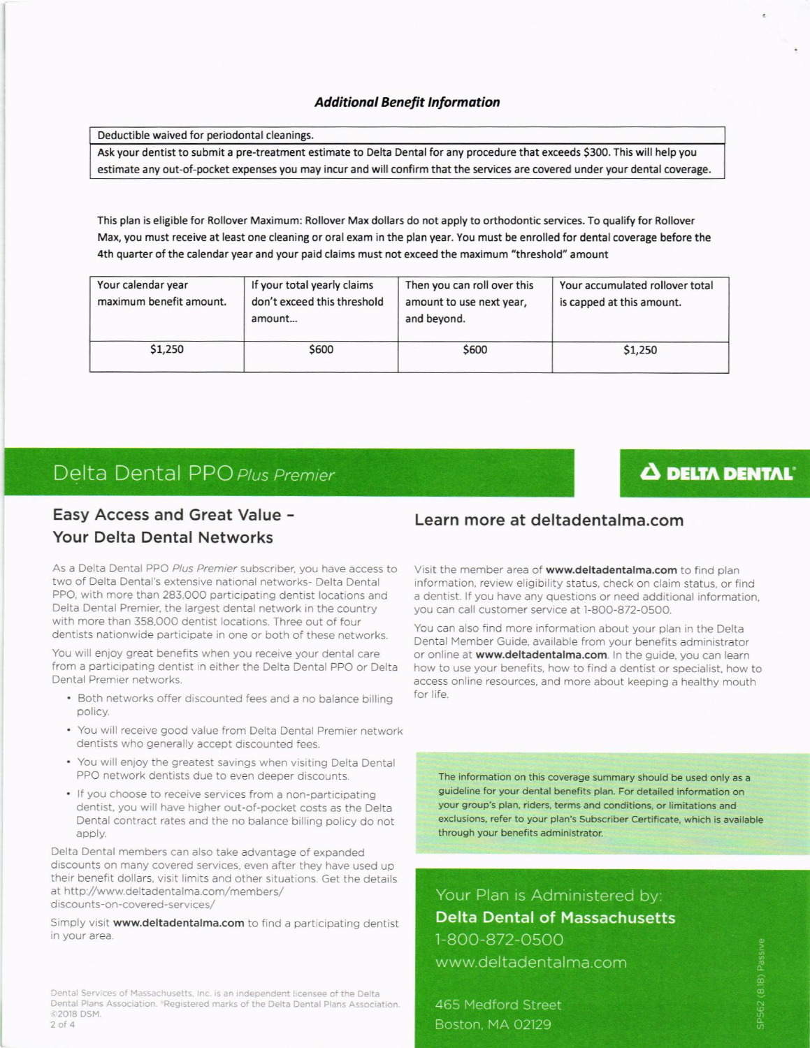### *Additional Benefit Information*

| |
|---|
| Deductible waived for periodontal cleanings. |
| Ask your dentist to submit a pre-treatment estimate to Delta Dental for any procedure that exceeds $300. This will help you estimate any out-of-pocket expenses you may incur and will confirm that the services are covered under your dental coverage. |

This plan is eligible for Rollover Maximum: Rollover Max dollars do not apply to orthodontic services. To qualify for Rollover Max, you must receive at least one cleaning or oral exam in the plan year. You must be enrolled for dental coverage before the 4th quarter of the calendar year and your paid claims must not exceed the maximum "threshold" amount

| Your calendar year maximum benefit amount. | If your total yearly claims don't exceed this threshold amount... | Then you can roll over this amount to use next year, and beyond. | Your accumulated rollover total is capped at this amount. |
|---|---|---|---|
| $1,250 | $600 | $600 | $1,250 |

# Delta Dental PPO *Plus Premier*

**DELTA DENTAL®**

## Easy Access and Great Value – Your Delta Dental Networks

As a Delta Dental PPO *Plus Premier* subscriber, you have access to two of Delta Dental's extensive national networks- Delta Dental PPO, with more than 283,000 participating dentist locations and Delta Dental Premier, the largest dental network in the country with more than 358,000 dentist locations. Three out of four dentists nationwide participate in one or both of these networks.

You will enjoy great benefits when you receive your dental care from a participating dentist in either the Delta Dental PPO or Delta Dental Premier networks.

- Both networks offer discounted fees and a no balance billing policy.
- You will receive good value from Delta Dental Premier network dentists who generally accept discounted fees.
- You will enjoy the greatest savings when visiting Delta Dental PPO network dentists due to even deeper discounts.
- If you choose to receive services from a non-participating dentist, you will have higher out-of-pocket costs as the Delta Dental contract rates and the no balance billing policy do not apply.

Delta Dental members can also take advantage of expanded discounts on many covered services, even after they have used up their benefit dollars, visit limits and other situations. Get the details at http://www.deltadentalma.com/members/discounts-on-covered-services/

Simply visit **www.deltadentalma.com** to find a participating dentist in your area.

## Learn more at deltadentalma.com

Visit the member area of **www.deltadentalma.com** to find plan information, review eligibility status, check on claim status, or find a dentist. If you have any questions or need additional information, you can call customer service at 1-800-872-0500.

You can also find more information about your plan in the Delta Dental Member Guide, available from your benefits administrator or online at **www.deltadentalma.com**. In the guide, you can learn how to use your benefits, how to find a dentist or specialist, how to access online resources, and more about keeping a healthy mouth for life.

The information on this coverage summary should be used only as a guideline for your dental benefits plan. For detailed information on your group's plan, riders, terms and conditions, or limitations and exclusions, refer to your plan's Subscriber Certificate, which is available through your benefits administrator.

Your Plan is Administered by:
**Delta Dental of Massachusetts**
1-800-872-0500
www.deltadentalma.com

465 Medford Street
Boston, MA 02129

Dental Services of Massachusetts, Inc. is an independent licensee of the Delta Dental Plans Association. ®Registered marks of the Delta Dental Plans Association. ©2018 DSM.

SP562 (8/18) Passive